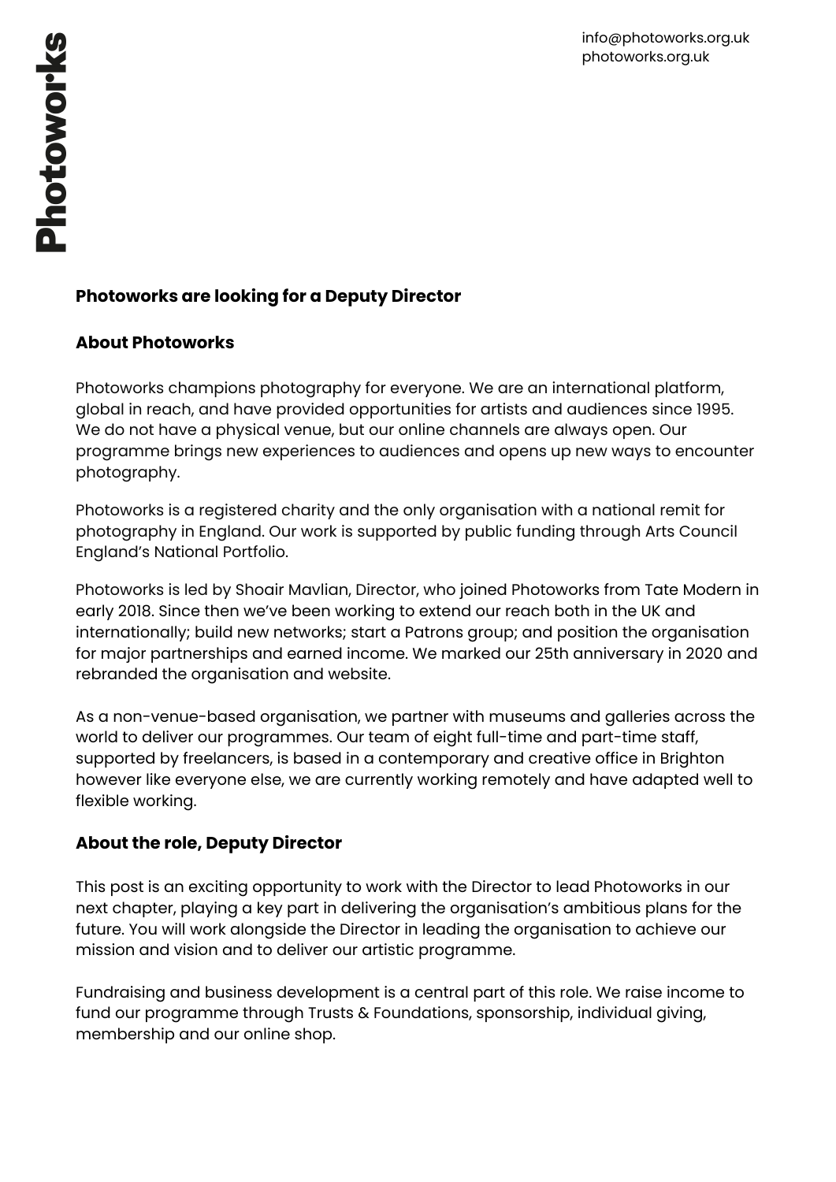info@photoworks.org.uk
photoworks.org.uk

**Photoworks**

# Photoworks are looking for a Deputy Director

## About Photoworks

Photoworks champions photography for everyone. We are an international platform, global in reach, and have provided opportunities for artists and audiences since 1995. We do not have a physical venue, but our online channels are always open. Our programme brings new experiences to audiences and opens up new ways to encounter photography.

Photoworks is a registered charity and the only organisation with a national remit for photography in England. Our work is supported by public funding through Arts Council England's National Portfolio.

Photoworks is led by Shoair Mavlian, Director, who joined Photoworks from Tate Modern in early 2018. Since then we've been working to extend our reach both in the UK and internationally; build new networks; start a Patrons group; and position the organisation for major partnerships and earned income. We marked our 25th anniversary in 2020 and rebranded the organisation and website.

As a non-venue-based organisation, we partner with museums and galleries across the world to deliver our programmes. Our team of eight full-time and part-time staff, supported by freelancers, is based in a contemporary and creative office in Brighton however like everyone else, we are currently working remotely and have adapted well to flexible working.

## About the role, Deputy Director

This post is an exciting opportunity to work with the Director to lead Photoworks in our next chapter, playing a key part in delivering the organisation's ambitious plans for the future. You will work alongside the Director in leading the organisation to achieve our mission and vision and to deliver our artistic programme.

Fundraising and business development is a central part of this role. We raise income to fund our programme through Trusts & Foundations, sponsorship, individual giving, membership and our online shop.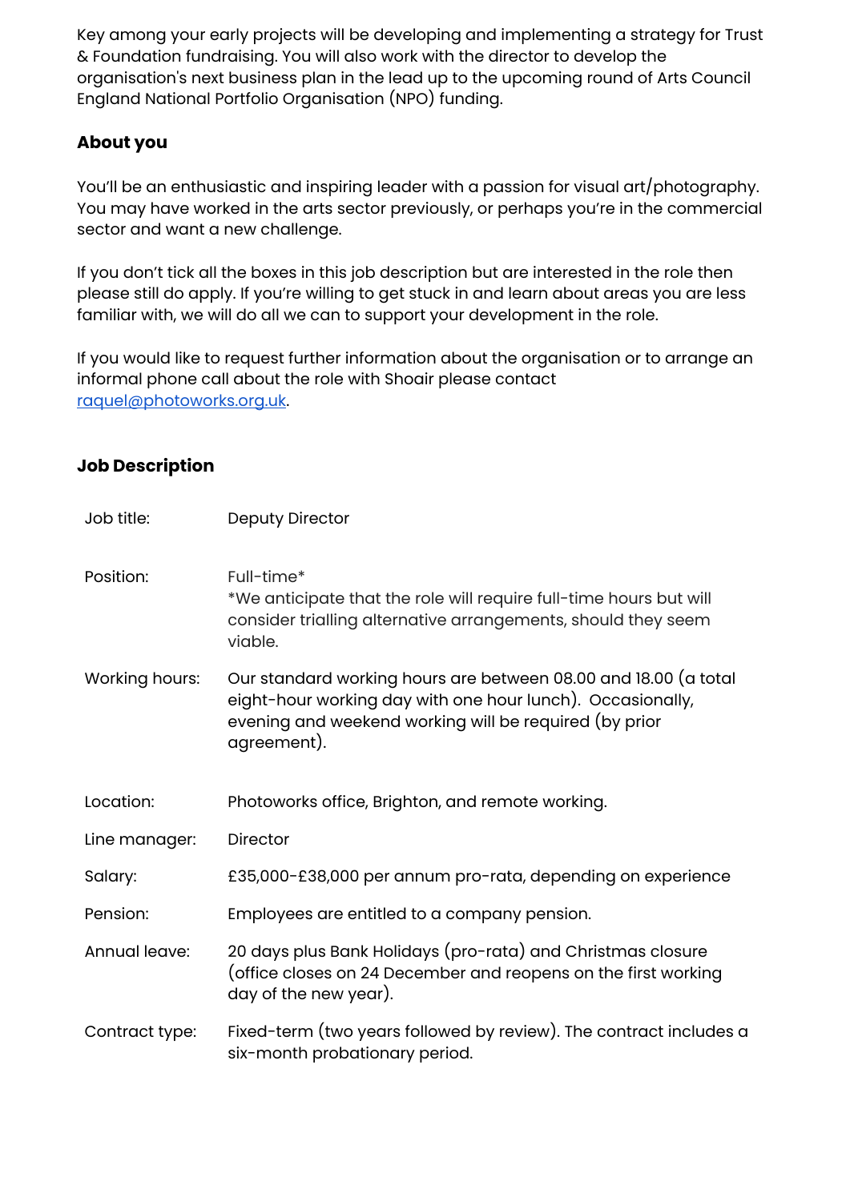Key among your early projects will be developing and implementing a strategy for Trust & Foundation fundraising. You will also work with the director to develop the organisation's next business plan in the lead up to the upcoming round of Arts Council England National Portfolio Organisation (NPO) funding.

### About you

You'll be an enthusiastic and inspiring leader with a passion for visual art/photography. You may have worked in the arts sector previously, or perhaps you're in the commercial sector and want a new challenge.

If you don't tick all the boxes in this job description but are interested in the role then please still do apply. If you're willing to get stuck in and learn about areas you are less familiar with, we will do all we can to support your development in the role.

If you would like to request further information about the organisation or to arrange an informal phone call about the role with Shoair please contact [raquel@photoworks.org.uk](mailto:raquel@photoworks.org.uk).

### Job Description

| | |
|---|---|
| Job title: | Deputy Director |
| Position: | Full-time*<br>*We anticipate that the role will require full-time hours but will consider trialling alternative arrangements, should they seem viable. |
| Working hours: | Our standard working hours are between 08.00 and 18.00 (a total eight-hour working day with one hour lunch). Occasionally, evening and weekend working will be required (by prior agreement). |
| Location: | Photoworks office, Brighton, and remote working. |
| Line manager: | Director |
| Salary: | £35,000-£38,000 per annum pro-rata, depending on experience |
| Pension: | Employees are entitled to a company pension. |
| Annual leave: | 20 days plus Bank Holidays (pro-rata) and Christmas closure (office closes on 24 December and reopens on the first working day of the new year). |
| Contract type: | Fixed-term (two years followed by review). The contract includes a six-month probationary period. |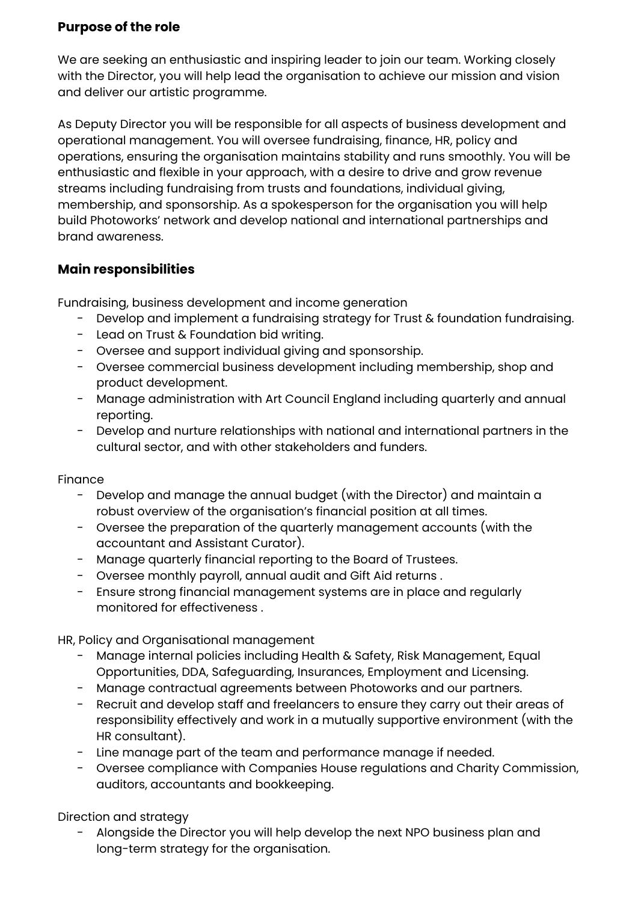## Purpose of the role

We are seeking an enthusiastic and inspiring leader to join our team. Working closely with the Director, you will help lead the organisation to achieve our mission and vision and deliver our artistic programme.

As Deputy Director you will be responsible for all aspects of business development and operational management. You will oversee fundraising, finance, HR, policy and operations, ensuring the organisation maintains stability and runs smoothly. You will be enthusiastic and flexible in your approach, with a desire to drive and grow revenue streams including fundraising from trusts and foundations, individual giving, membership, and sponsorship. As a spokesperson for the organisation you will help build Photoworks' network and develop national and international partnerships and brand awareness.

## Main responsibilities

Fundraising, business development and income generation

- Develop and implement a fundraising strategy for Trust & foundation fundraising.
- Lead on Trust & Foundation bid writing.
- Oversee and support individual giving and sponsorship.
- Oversee commercial business development including membership, shop and product development.
- Manage administration with Art Council England including quarterly and annual reporting.
- Develop and nurture relationships with national and international partners in the cultural sector, and with other stakeholders and funders.

Finance

- Develop and manage the annual budget (with the Director) and maintain a robust overview of the organisation's financial position at all times.
- Oversee the preparation of the quarterly management accounts (with the accountant and Assistant Curator).
- Manage quarterly financial reporting to the Board of Trustees.
- Oversee monthly payroll, annual audit and Gift Aid returns .
- Ensure strong financial management systems are in place and regularly monitored for effectiveness .

HR, Policy and Organisational management

- Manage internal policies including Health & Safety, Risk Management, Equal Opportunities, DDA, Safeguarding, Insurances, Employment and Licensing.
- Manage contractual agreements between Photoworks and our partners.
- Recruit and develop staff and freelancers to ensure they carry out their areas of responsibility effectively and work in a mutually supportive environment (with the HR consultant).
- Line manage part of the team and performance manage if needed.
- Oversee compliance with Companies House regulations and Charity Commission, auditors, accountants and bookkeeping.

Direction and strategy

- Alongside the Director you will help develop the next NPO business plan and long-term strategy for the organisation.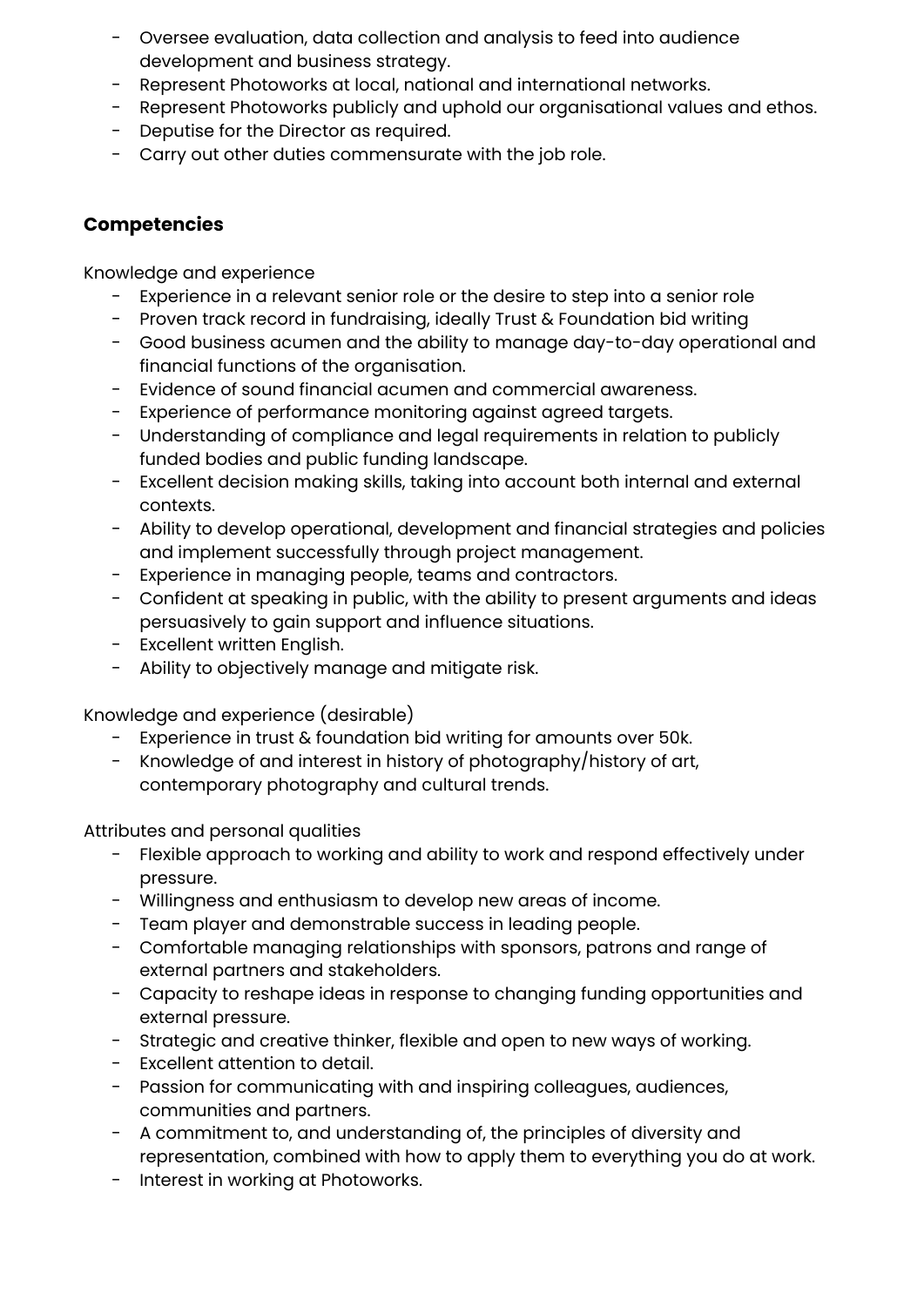- Oversee evaluation, data collection and analysis to feed into audience development and business strategy.
- Represent Photoworks at local, national and international networks.
- Represent Photoworks publicly and uphold our organisational values and ethos.
- Deputise for the Director as required.
- Carry out other duties commensurate with the job role.

## Competencies

Knowledge and experience

- Experience in a relevant senior role or the desire to step into a senior role
- Proven track record in fundraising, ideally Trust & Foundation bid writing
- Good business acumen and the ability to manage day-to-day operational and financial functions of the organisation.
- Evidence of sound financial acumen and commercial awareness.
- Experience of performance monitoring against agreed targets.
- Understanding of compliance and legal requirements in relation to publicly funded bodies and public funding landscape.
- Excellent decision making skills, taking into account both internal and external contexts.
- Ability to develop operational, development and financial strategies and policies and implement successfully through project management.
- Experience in managing people, teams and contractors.
- Confident at speaking in public, with the ability to present arguments and ideas persuasively to gain support and influence situations.
- Excellent written English.
- Ability to objectively manage and mitigate risk.

Knowledge and experience (desirable)

- Experience in trust & foundation bid writing for amounts over 50k.
- Knowledge of and interest in history of photography/history of art, contemporary photography and cultural trends.

Attributes and personal qualities

- Flexible approach to working and ability to work and respond effectively under pressure.
- Willingness and enthusiasm to develop new areas of income.
- Team player and demonstrable success in leading people.
- Comfortable managing relationships with sponsors, patrons and range of external partners and stakeholders.
- Capacity to reshape ideas in response to changing funding opportunities and external pressure.
- Strategic and creative thinker, flexible and open to new ways of working.
- Excellent attention to detail.
- Passion for communicating with and inspiring colleagues, audiences, communities and partners.
- A commitment to, and understanding of, the principles of diversity and representation, combined with how to apply them to everything you do at work.
- Interest in working at Photoworks.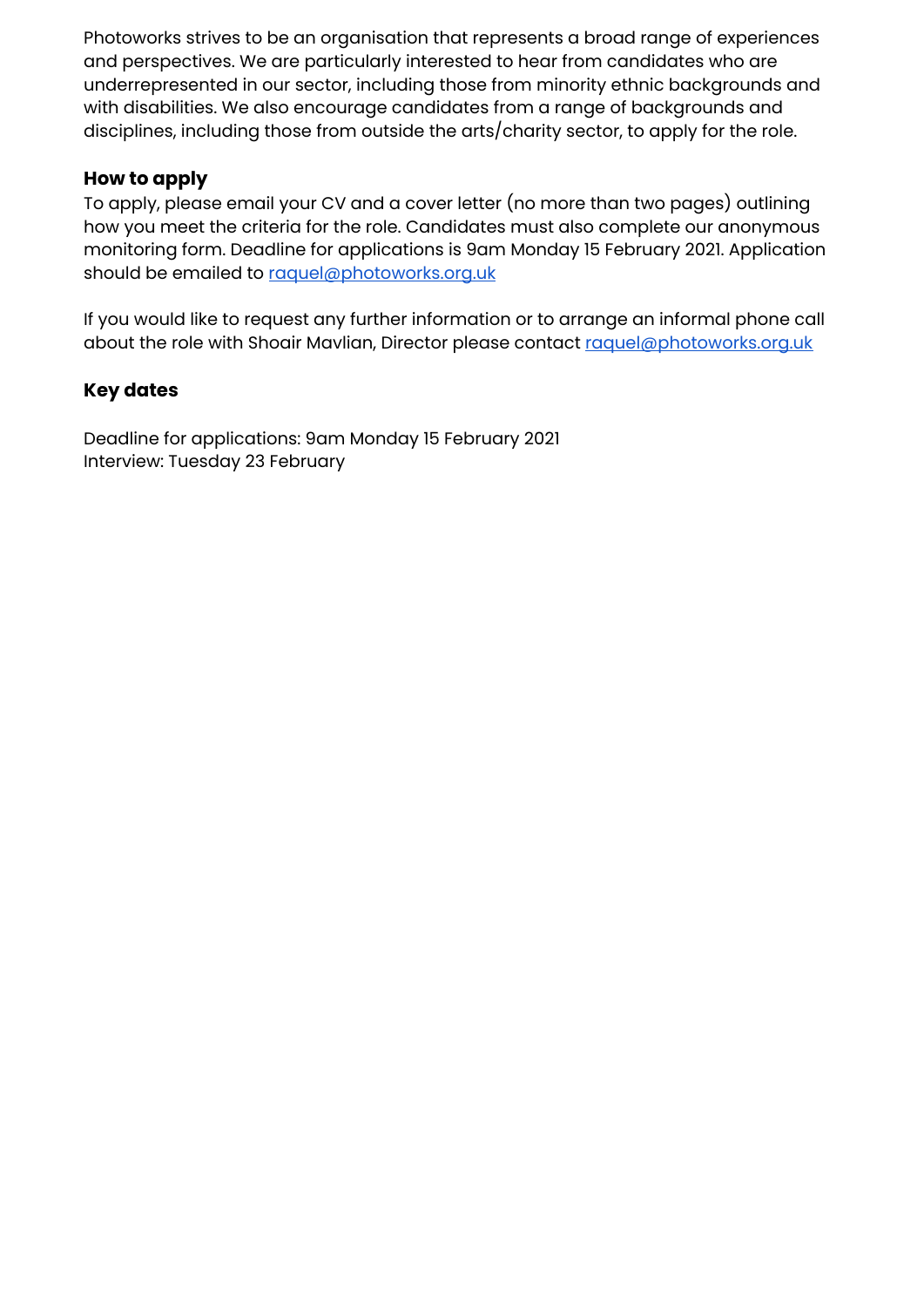Photoworks strives to be an organisation that represents a broad range of experiences and perspectives. We are particularly interested to hear from candidates who are underrepresented in our sector, including those from minority ethnic backgrounds and with disabilities. We also encourage candidates from a range of backgrounds and disciplines, including those from outside the arts/charity sector, to apply for the role.

### How to apply

To apply, please email your CV and a cover letter (no more than two pages) outlining how you meet the criteria for the role. Candidates must also complete our anonymous monitoring form. Deadline for applications is 9am Monday 15 February 2021. Application should be emailed to raquel@photoworks.org.uk

If you would like to request any further information or to arrange an informal phone call about the role with Shoair Mavlian, Director please contact raquel@photoworks.org.uk

### Key dates

Deadline for applications: 9am Monday 15 February 2021
Interview: Tuesday 23 February